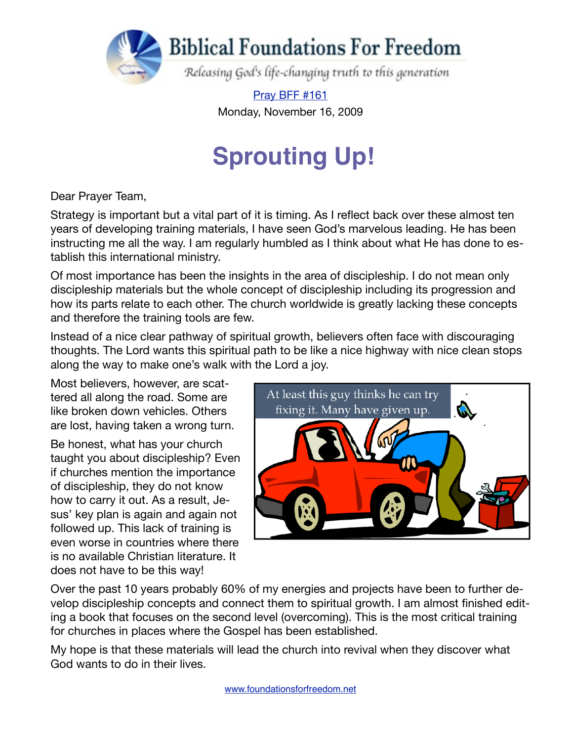Biblical Foundations For Freedom

*Releasing God's life-changing truth to this generation*

Pray BFF #161

Monday, November 16, 2009

# Sprouting Up!

Dear Prayer Team,

Strategy is important but a vital part of it is timing. As I reflect back over these almost ten years of developing training materials, I have seen God's marvelous leading. He has been instructing me all the way. I am regularly humbled as I think about what He has done to establish this international ministry.

Of most importance has been the insights in the area of discipleship. I do not mean only discipleship materials but the whole concept of discipleship including its progression and how its parts relate to each other. The church worldwide is greatly lacking these concepts and therefore the training tools are few.

Instead of a nice clear pathway of spiritual growth, believers often face with discouraging thoughts. The Lord wants this spiritual path to be like a nice highway with nice clean stops along the way to make one's walk with the Lord a joy.

Most believers, however, are scattered all along the road. Some are like broken down vehicles. Others are lost, having taken a wrong turn.

At least this guy thinks he can try fixing it. Many have given up.

Be honest, what has your church taught you about discipleship? Even if churches mention the importance of discipleship, they do not know how to carry it out. As a result, Jesus' key plan is again and again not followed up. This lack of training is even worse in countries where there is no available Christian literature. It does not have to be this way!

Over the past 10 years probably 60% of my energies and projects have been to further develop discipleship concepts and connect them to spiritual growth. I am almost finished editing a book that focuses on the second level (overcoming). This is the most critical training for churches in places where the Gospel has been established.

My hope is that these materials will lead the church into revival when they discover what God wants to do in their lives.

www.foundationsforfreedom.net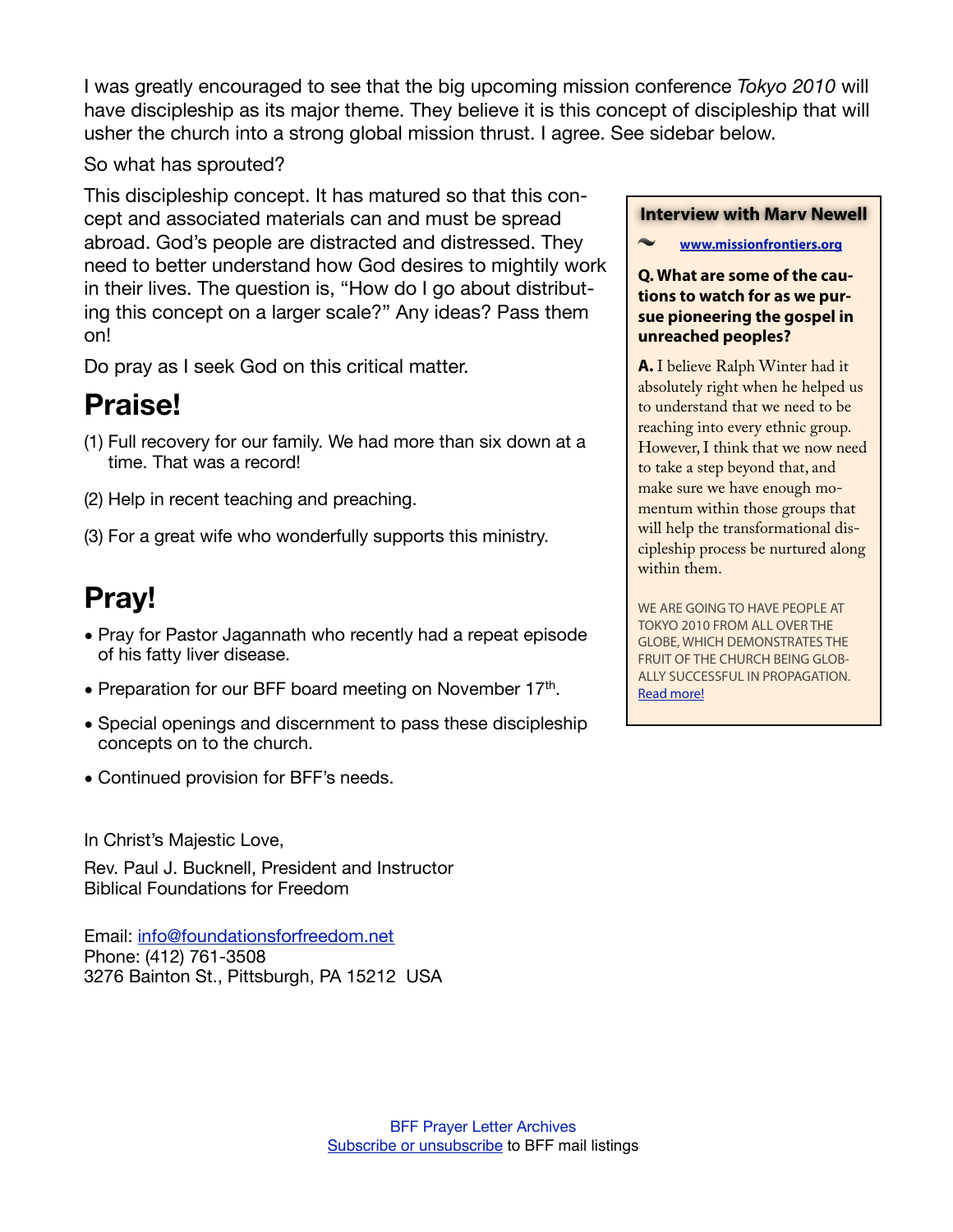I was greatly encouraged to see that the big upcoming mission conference *Tokyo 2010* will have discipleship as its major theme. They believe it is this concept of discipleship that will usher the church into a strong global mission thrust. I agree. See sidebar below.

So what has sprouted?

This discipleship concept. It has matured so that this concept and associated materials can and must be spread abroad. God's people are distracted and distressed. They need to better understand how God desires to mightily work in their lives. The question is, "How do I go about distributing this concept on a larger scale?" Any ideas? Pass them on!

Do pray as I seek God on this critical matter.

## Praise!

(1) Full recovery for our family. We had more than six down at a time. That was a record!

(2) Help in recent teaching and preaching.

(3) For a great wife who wonderfully supports this ministry.

## Pray!

- Pray for Pastor Jagannath who recently had a repeat episode of his fatty liver disease.
- Preparation for our BFF board meeting on November 17th.
- Special openings and discernment to pass these discipleship concepts on to the church.
- Continued provision for BFF's needs.

In Christ's Majestic Love,

Rev. Paul J. Bucknell, President and Instructor
Biblical Foundations for Freedom

Email: info@foundationsforfreedom.net
Phone: (412) 761-3508
3276 Bainton St., Pittsburgh, PA 15212 USA

**Interview with Marv Newell**

~ www.missionfrontiers.org

**Q. What are some of the cautions to watch for as we pursue pioneering the gospel in unreached peoples?**

**A.** I believe Ralph Winter had it absolutely right when he helped us to understand that we need to be reaching into every ethnic group. However, I think that we now need to take a step beyond that, and make sure we have enough momentum within those groups that will help the transformational discipleship process be nurtured along within them.

WE ARE GOING TO HAVE PEOPLE AT TOKYO 2010 FROM ALL OVER THE GLOBE, WHICH DEMONSTRATES THE FRUIT OF THE CHURCH BEING GLOBALLY SUCCESSFUL IN PROPAGATION. Read more!

BFF Prayer Letter Archives
Subscribe or unsubscribe to BFF mail listings